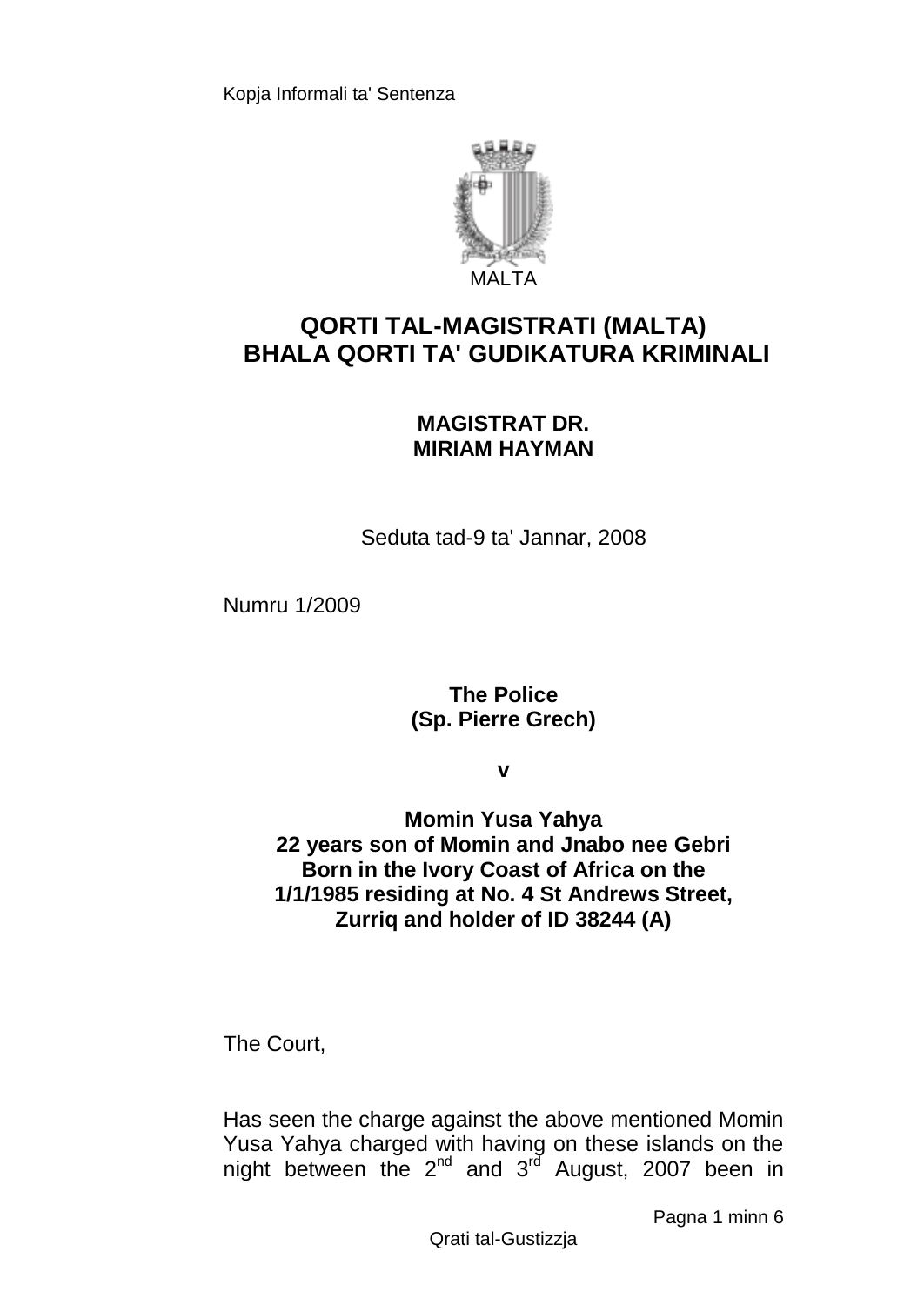Kopja Informali ta' Sentenza

MALTA

# QORTI TAL-MAGISTRATI (MALTA) BHALA QORTI TA' GUDIKATURA KRIMINALI

**MAGISTRAT DR. MIRIAM HAYMAN**

Seduta tad-9 ta' Jannar, 2008

Numru 1/2009

**The Police (Sp. Pierre Grech)**

**v**

**Momin Yusa Yahya 22 years son of Momin and Jnabo nee Gebri Born in the Ivory Coast of Africa on the 1/1/1985 residing at No. 4 St Andrews Street, Zurriq and holder of ID 38244 (A)**

The Court,

Has seen the charge against the above mentioned Momin Yusa Yahya charged with having on these islands on the night between the 2nd and 3rd August, 2007 been in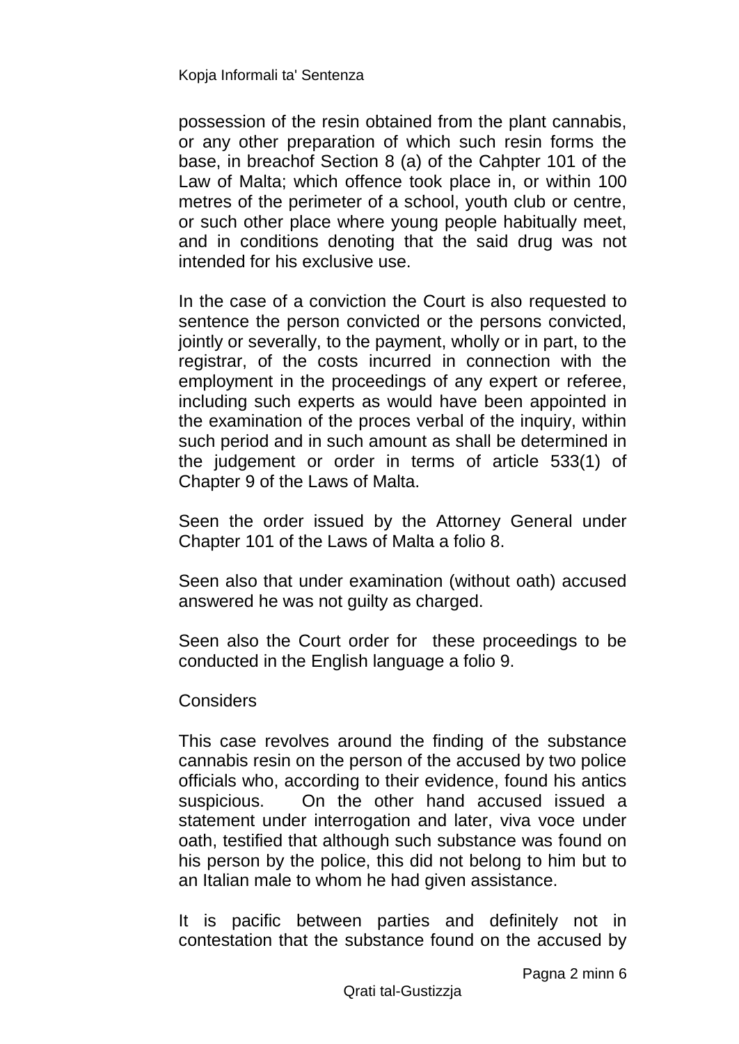possession of the resin obtained from the plant cannabis, or any other preparation of which such resin forms the base, in breachof Section 8 (a) of the Cahpter 101 of the Law of Malta; which offence took place in, or within 100 metres of the perimeter of a school, youth club or centre, or such other place where young people habitually meet, and in conditions denoting that the said drug was not intended for his exclusive use.

In the case of a conviction the Court is also requested to sentence the person convicted or the persons convicted, jointly or severally, to the payment, wholly or in part, to the registrar, of the costs incurred in connection with the employment in the proceedings of any expert or referee, including such experts as would have been appointed in the examination of the proces verbal of the inquiry, within such period and in such amount as shall be determined in the judgement or order in terms of article 533(1) of Chapter 9 of the Laws of Malta.

Seen the order issued by the Attorney General under Chapter 101 of the Laws of Malta a folio 8.

Seen also that under examination (without oath) accused answered he was not guilty as charged.

Seen also the Court order for these proceedings to be conducted in the English language a folio 9.

Considers

This case revolves around the finding of the substance cannabis resin on the person of the accused by two police officials who, according to their evidence, found his antics suspicious. On the other hand accused issued a statement under interrogation and later, viva voce under oath, testified that although such substance was found on his person by the police, this did not belong to him but to an Italian male to whom he had given assistance.

It is pacific between parties and definitely not in contestation that the substance found on the accused by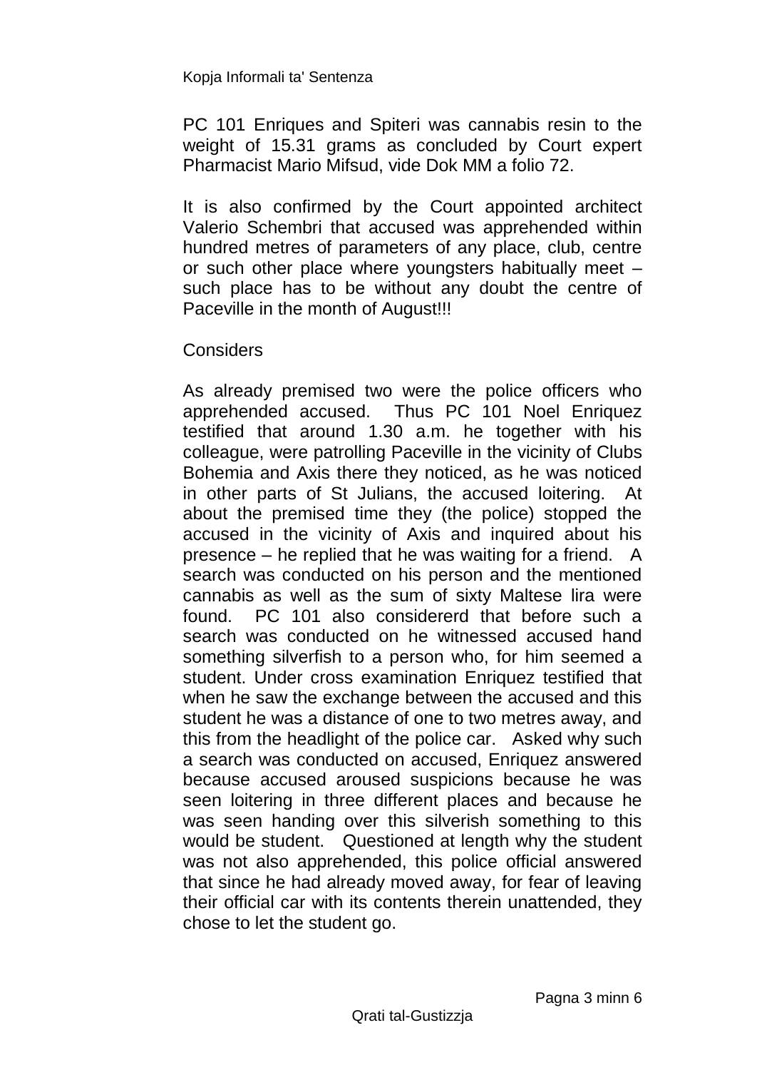PC 101 Enriques and Spiteri was cannabis resin to the weight of 15.31 grams as concluded by Court expert Pharmacist Mario Mifsud, vide Dok MM a folio 72.

It is also confirmed by the Court appointed architect Valerio Schembri that accused was apprehended within hundred metres of parameters of any place, club, centre or such other place where youngsters habitually meet – such place has to be without any doubt the centre of Paceville in the month of August!!!

Considers

As already premised two were the police officers who apprehended accused. Thus PC 101 Noel Enriquez testified that around 1.30 a.m. he together with his colleague, were patrolling Paceville in the vicinity of Clubs Bohemia and Axis there they noticed, as he was noticed in other parts of St Julians, the accused loitering. At about the premised time they (the police) stopped the accused in the vicinity of Axis and inquired about his presence – he replied that he was waiting for a friend. A search was conducted on his person and the mentioned cannabis as well as the sum of sixty Maltese lira were found. PC 101 also considererd that before such a search was conducted on he witnessed accused hand something silverfish to a person who, for him seemed a student. Under cross examination Enriquez testified that when he saw the exchange between the accused and this student he was a distance of one to two metres away, and this from the headlight of the police car. Asked why such a search was conducted on accused, Enriquez answered because accused aroused suspicions because he was seen loitering in three different places and because he was seen handing over this silverish something to this would be student. Questioned at length why the student was not also apprehended, this police official answered that since he had already moved away, for fear of leaving their official car with its contents therein unattended, they chose to let the student go.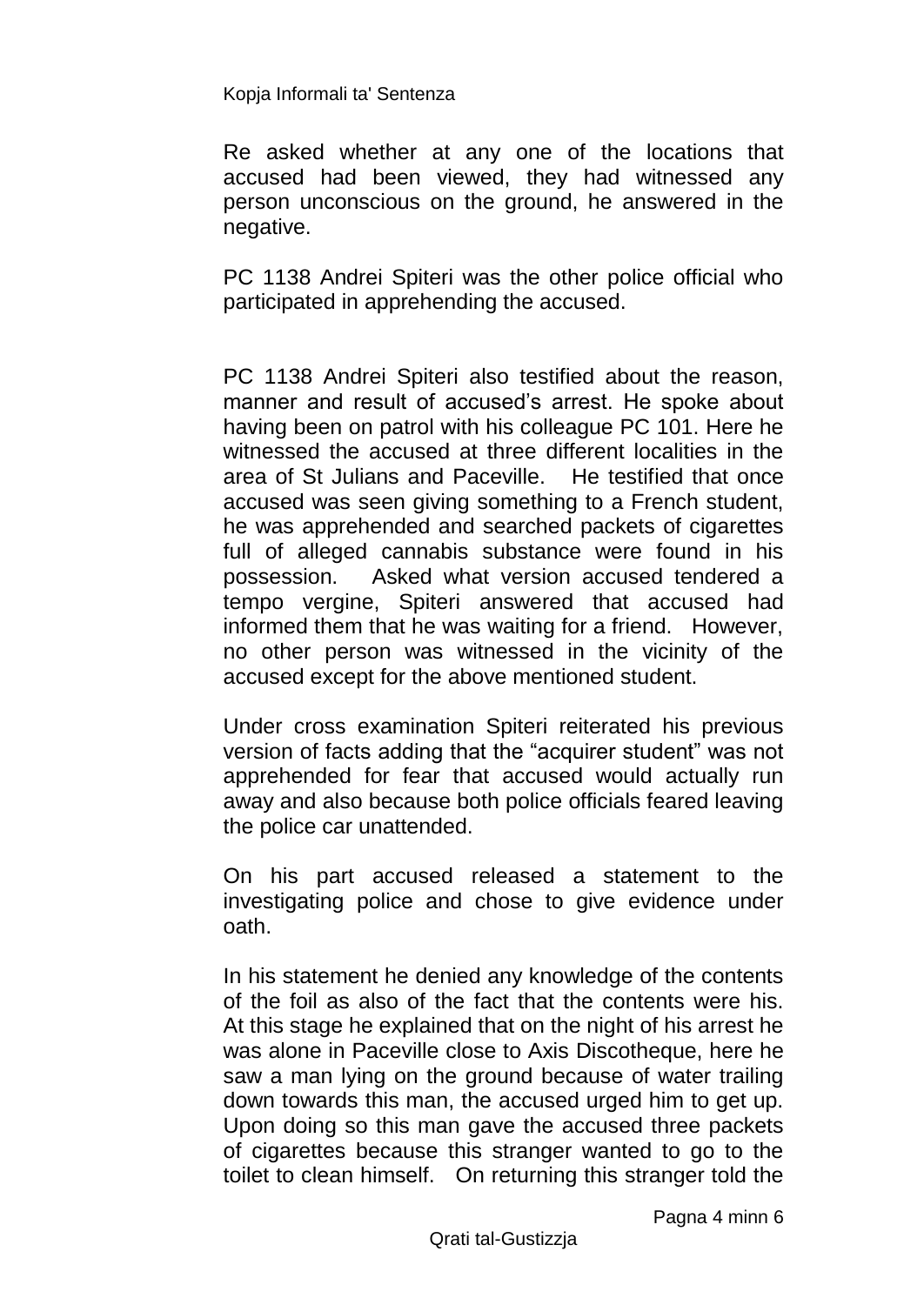Re asked whether at any one of the locations that accused had been viewed, they had witnessed any person unconscious on the ground, he answered in the negative.

PC 1138 Andrei Spiteri was the other police official who participated in apprehending the accused.

PC 1138 Andrei Spiteri also testified about the reason, manner and result of accused's arrest. He spoke about having been on patrol with his colleague PC 101. Here he witnessed the accused at three different localities in the area of St Julians and Paceville. He testified that once accused was seen giving something to a French student, he was apprehended and searched packets of cigarettes full of alleged cannabis substance were found in his possession. Asked what version accused tendered a tempo vergine, Spiteri answered that accused had informed them that he was waiting for a friend. However, no other person was witnessed in the vicinity of the accused except for the above mentioned student.

Under cross examination Spiteri reiterated his previous version of facts adding that the "acquirer student" was not apprehended for fear that accused would actually run away and also because both police officials feared leaving the police car unattended.

On his part accused released a statement to the investigating police and chose to give evidence under oath.

In his statement he denied any knowledge of the contents of the foil as also of the fact that the contents were his. At this stage he explained that on the night of his arrest he was alone in Paceville close to Axis Discotheque, here he saw a man lying on the ground because of water trailing down towards this man, the accused urged him to get up. Upon doing so this man gave the accused three packets of cigarettes because this stranger wanted to go to the toilet to clean himself. On returning this stranger told the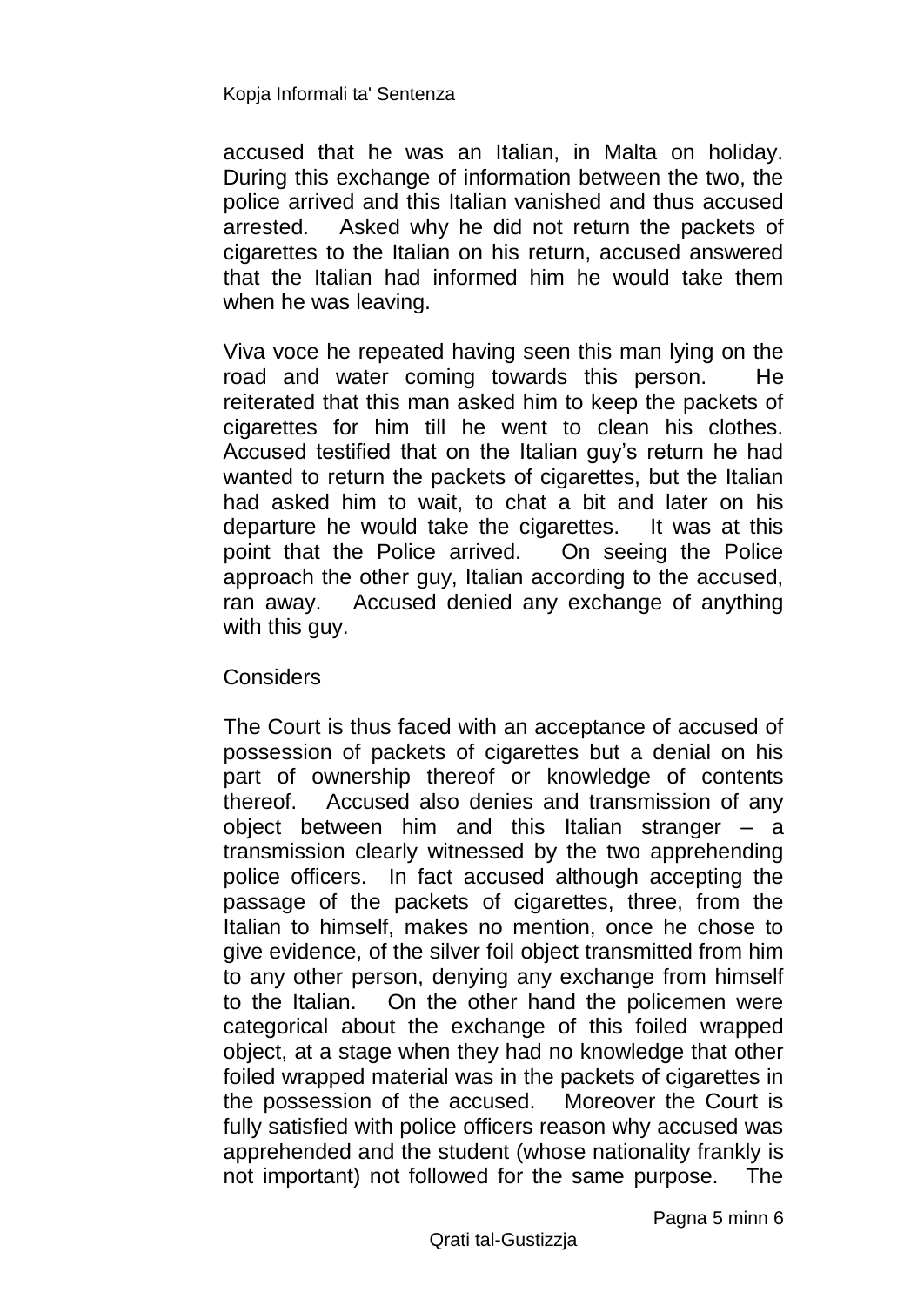accused that he was an Italian, in Malta on holiday. During this exchange of information between the two, the police arrived and this Italian vanished and thus accused arrested. Asked why he did not return the packets of cigarettes to the Italian on his return, accused answered that the Italian had informed him he would take them when he was leaving.

Viva voce he repeated having seen this man lying on the road and water coming towards this person. He reiterated that this man asked him to keep the packets of cigarettes for him till he went to clean his clothes. Accused testified that on the Italian guy's return he had wanted to return the packets of cigarettes, but the Italian had asked him to wait, to chat a bit and later on his departure he would take the cigarettes. It was at this point that the Police arrived. On seeing the Police approach the other guy, Italian according to the accused, ran away. Accused denied any exchange of anything with this guy.

Considers

The Court is thus faced with an acceptance of accused of possession of packets of cigarettes but a denial on his part of ownership thereof or knowledge of contents thereof. Accused also denies and transmission of any object between him and this Italian stranger – a transmission clearly witnessed by the two apprehending police officers. In fact accused although accepting the passage of the packets of cigarettes, three, from the Italian to himself, makes no mention, once he chose to give evidence, of the silver foil object transmitted from him to any other person, denying any exchange from himself to the Italian. On the other hand the policemen were categorical about the exchange of this foiled wrapped object, at a stage when they had no knowledge that other foiled wrapped material was in the packets of cigarettes in the possession of the accused. Moreover the Court is fully satisfied with police officers reason why accused was apprehended and the student (whose nationality frankly is not important) not followed for the same purpose. The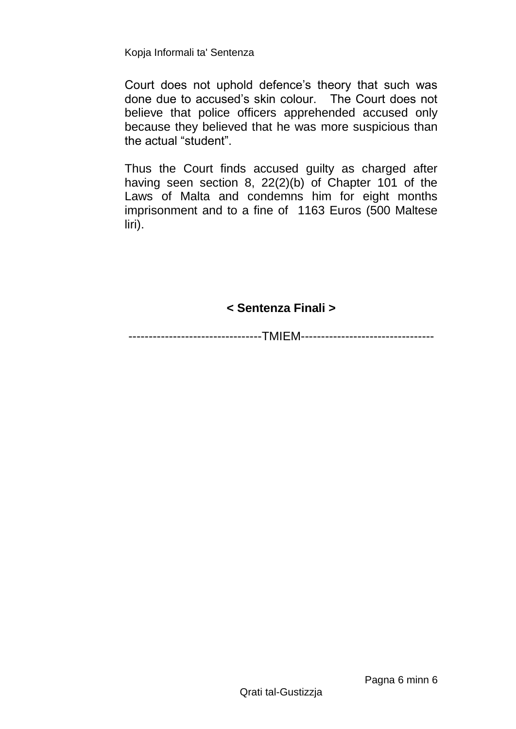Court does not uphold defence's theory that such was done due to accused's skin colour. The Court does not believe that police officers apprehended accused only because they believed that he was more suspicious than the actual "student".

Thus the Court finds accused guilty as charged after having seen section 8, 22(2)(b) of Chapter 101 of the Laws of Malta and condemns him for eight months imprisonment and to a fine of 1163 Euros (500 Maltese liri).

**< Sentenza Finali >**

--------------------------------TMIEM--------------------------------